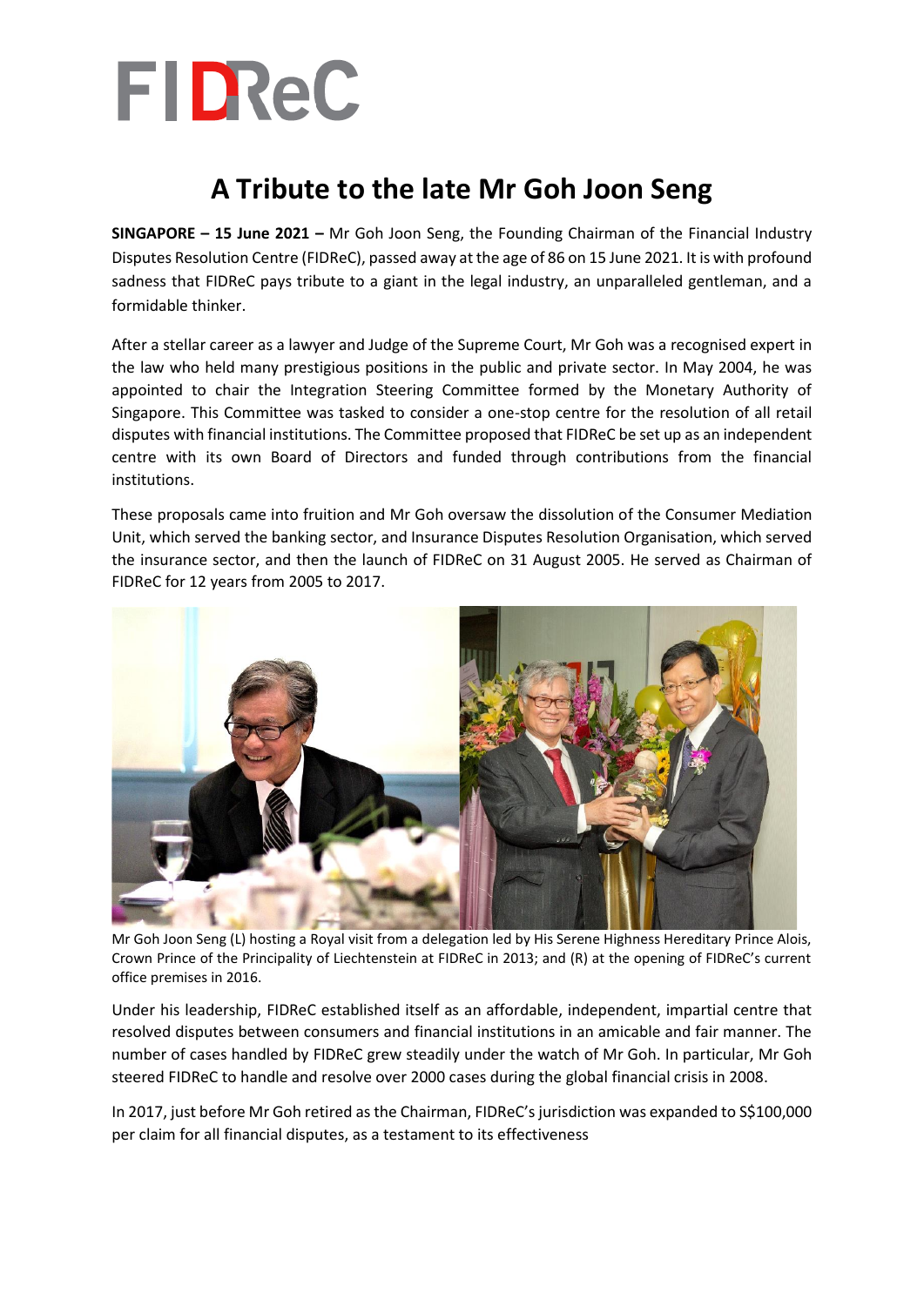# A Tribute to the late Mr Goh Joon Seng

**SINGAPORE – 15 June 2021 –** Mr Goh Joon Seng, the Founding Chairman of the Financial Industry Disputes Resolution Centre (FIDReC), passed away at the age of 86 on 15 June 2021. It is with profound sadness that FIDReC pays tribute to a giant in the legal industry, an unparalleled gentleman, and a formidable thinker.

After a stellar career as a lawyer and Judge of the Supreme Court, Mr Goh was a recognised expert in the law who held many prestigious positions in the public and private sector. In May 2004, he was appointed to chair the Integration Steering Committee formed by the Monetary Authority of Singapore. This Committee was tasked to consider a one-stop centre for the resolution of all retail disputes with financial institutions. The Committee proposed that FIDReC be set up as an independent centre with its own Board of Directors and funded through contributions from the financial institutions.

These proposals came into fruition and Mr Goh oversaw the dissolution of the Consumer Mediation Unit, which served the banking sector, and Insurance Disputes Resolution Organisation, which served the insurance sector, and then the launch of FIDReC on 31 August 2005. He served as Chairman of FIDReC for 12 years from 2005 to 2017.

Mr Goh Joon Seng (L) hosting a Royal visit from a delegation led by His Serene Highness Hereditary Prince Alois, Crown Prince of the Principality of Liechtenstein at FIDReC in 2013; and (R) at the opening of FIDReC's current office premises in 2016.

Under his leadership, FIDReC established itself as an affordable, independent, impartial centre that resolved disputes between consumers and financial institutions in an amicable and fair manner. The number of cases handled by FIDReC grew steadily under the watch of Mr Goh. In particular, Mr Goh steered FIDReC to handle and resolve over 2000 cases during the global financial crisis in 2008.

In 2017, just before Mr Goh retired as the Chairman, FIDReC's jurisdiction was expanded to S$100,000 per claim for all financial disputes, as a testament to its effectiveness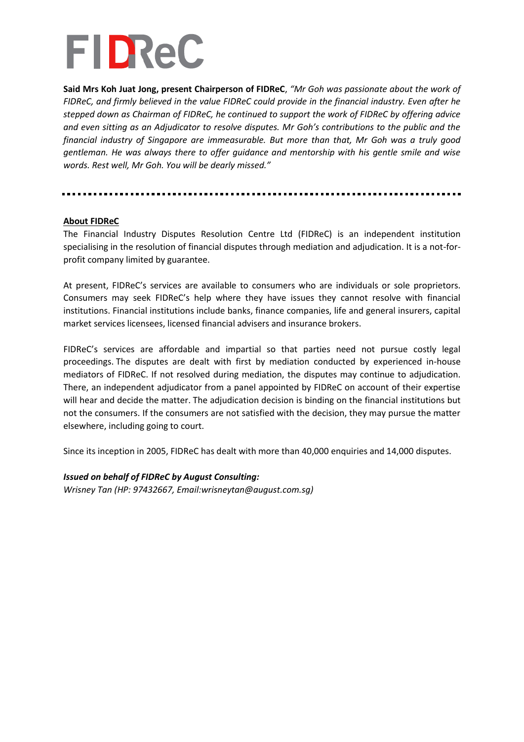**Said Mrs Koh Juat Jong, present Chairperson of FIDReC**, *"Mr Goh was passionate about the work of FIDReC, and firmly believed in the value FIDReC could provide in the financial industry. Even after he stepped down as Chairman of FIDReC, he continued to support the work of FIDReC by offering advice and even sitting as an Adjudicator to resolve disputes. Mr Goh's contributions to the public and the financial industry of Singapore are immeasurable. But more than that, Mr Goh was a truly good gentleman. He was always there to offer guidance and mentorship with his gentle smile and wise words. Rest well, Mr Goh. You will be dearly missed."*

---

**About FIDReC**

The Financial Industry Disputes Resolution Centre Ltd (FIDReC) is an independent institution specialising in the resolution of financial disputes through mediation and adjudication. It is a not-for-profit company limited by guarantee.

At present, FIDReC's services are available to consumers who are individuals or sole proprietors. Consumers may seek FIDReC's help where they have issues they cannot resolve with financial institutions. Financial institutions include banks, finance companies, life and general insurers, capital market services licensees, licensed financial advisers and insurance brokers.

FIDReC's services are affordable and impartial so that parties need not pursue costly legal proceedings. The disputes are dealt with first by mediation conducted by experienced in-house mediators of FIDReC. If not resolved during mediation, the disputes may continue to adjudication. There, an independent adjudicator from a panel appointed by FIDReC on account of their expertise will hear and decide the matter. The adjudication decision is binding on the financial institutions but not the consumers. If the consumers are not satisfied with the decision, they may pursue the matter elsewhere, including going to court.

Since its inception in 2005, FIDReC has dealt with more than 40,000 enquiries and 14,000 disputes.

***Issued on behalf of FIDReC by August Consulting:***
*Wrisney Tan (HP: 97432667, Email:wrisneytan@august.com.sg)*